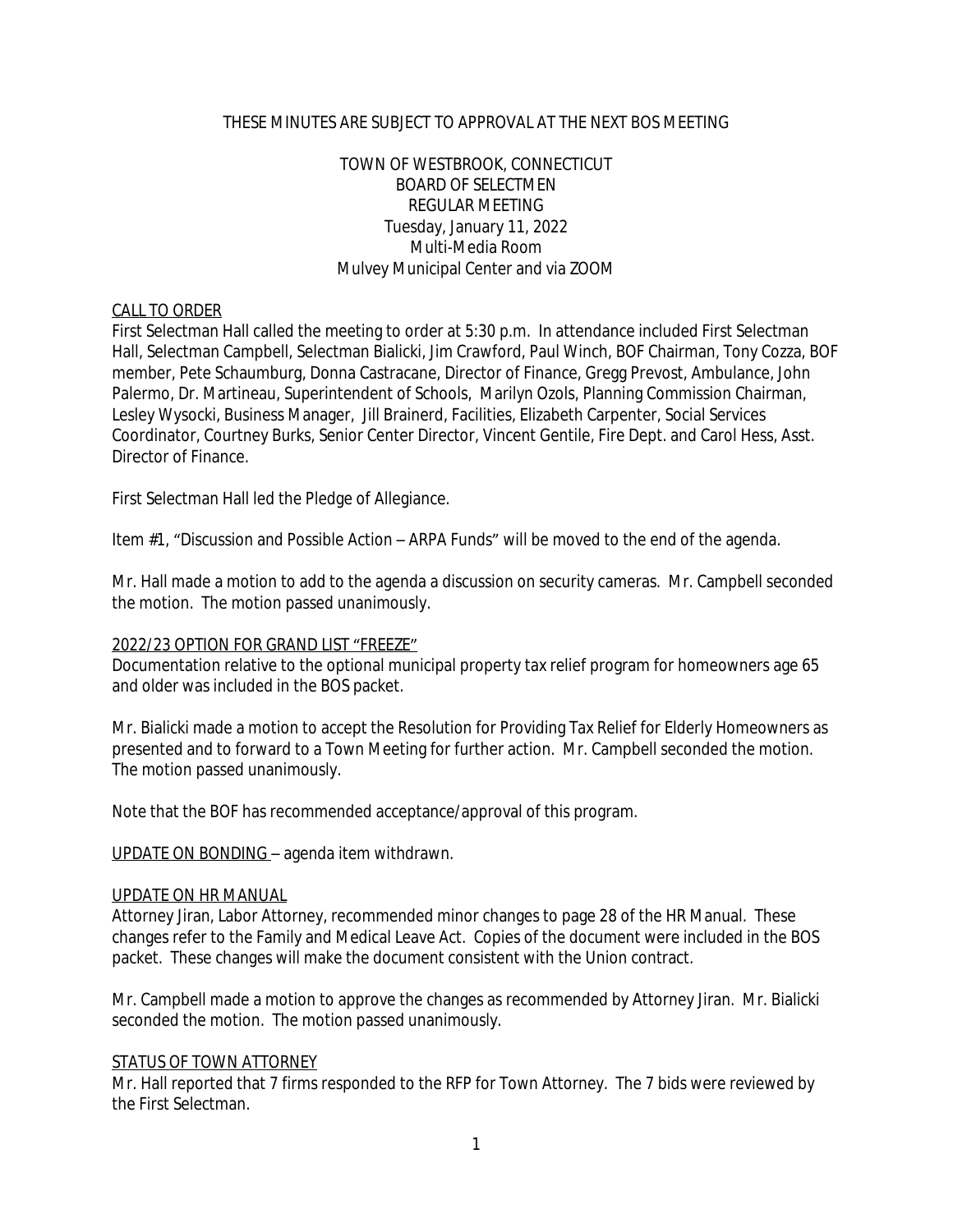THESE MINUTES ARE SUBJECT TO APPROVAL AT THE NEXT BOS MEETING

TOWN OF WESTBROOK, CONNECTICUT
BOARD OF SELECTMEN
REGULAR MEETING
Tuesday, January 11, 2022
Multi-Media Room
Mulvey Municipal Center and via ZOOM

## CALL TO ORDER

First Selectman Hall called the meeting to order at 5:30 p.m. In attendance included First Selectman Hall, Selectman Campbell, Selectman Bialicki, Jim Crawford, Paul Winch, BOF Chairman, Tony Cozza, BOF member, Pete Schaumburg, Donna Castracane, Director of Finance, Gregg Prevost, Ambulance, John Palermo, Dr. Martineau, Superintendent of Schools, Marilyn Ozols, Planning Commission Chairman, Lesley Wysocki, Business Manager, Jill Brainerd, Facilities, Elizabeth Carpenter, Social Services Coordinator, Courtney Burks, Senior Center Director, Vincent Gentile, Fire Dept. and Carol Hess, Asst. Director of Finance.

First Selectman Hall led the Pledge of Allegiance.

Item #1, "Discussion and Possible Action – ARPA Funds" will be moved to the end of the agenda.

Mr. Hall made a motion to add to the agenda a discussion on security cameras. Mr. Campbell seconded the motion. The motion passed unanimously.

## 2022/23 OPTION FOR GRAND LIST "FREEZE"

Documentation relative to the optional municipal property tax relief program for homeowners age 65 and older was included in the BOS packet.

Mr. Bialicki made a motion to accept the Resolution for Providing Tax Relief for Elderly Homeowners as presented and to forward to a Town Meeting for further action. Mr. Campbell seconded the motion. The motion passed unanimously.

Note that the BOF has recommended acceptance/approval of this program.

UPDATE ON BONDING – agenda item withdrawn.

## UPDATE ON HR MANUAL

Attorney Jiran, Labor Attorney, recommended minor changes to page 28 of the HR Manual. These changes refer to the Family and Medical Leave Act. Copies of the document were included in the BOS packet. These changes will make the document consistent with the Union contract.

Mr. Campbell made a motion to approve the changes as recommended by Attorney Jiran. Mr. Bialicki seconded the motion. The motion passed unanimously.

## STATUS OF TOWN ATTORNEY

Mr. Hall reported that 7 firms responded to the RFP for Town Attorney. The 7 bids were reviewed by the First Selectman.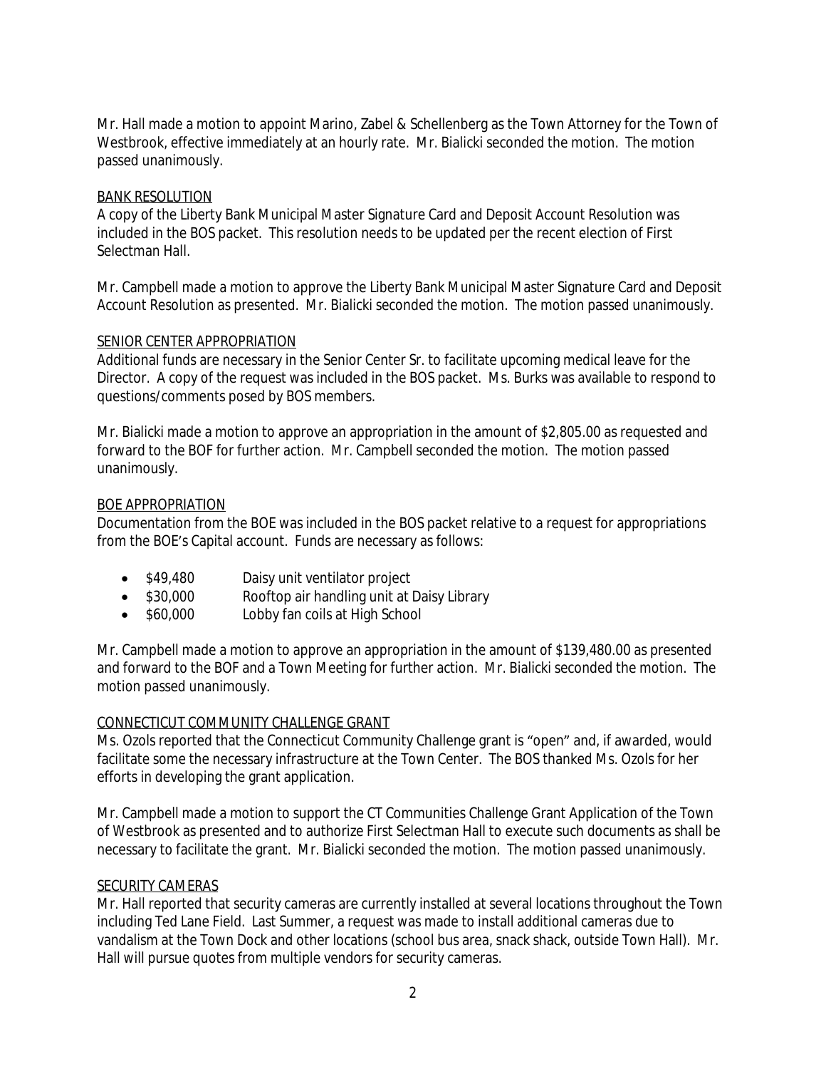Mr. Hall made a motion to appoint Marino, Zabel & Schellenberg as the Town Attorney for the Town of Westbrook, effective immediately at an hourly rate. Mr. Bialicki seconded the motion. The motion passed unanimously.

BANK RESOLUTION

A copy of the Liberty Bank Municipal Master Signature Card and Deposit Account Resolution was included in the BOS packet. This resolution needs to be updated per the recent election of First Selectman Hall.

Mr. Campbell made a motion to approve the Liberty Bank Municipal Master Signature Card and Deposit Account Resolution as presented. Mr. Bialicki seconded the motion. The motion passed unanimously.

SENIOR CENTER APPROPRIATION

Additional funds are necessary in the Senior Center Sr. to facilitate upcoming medical leave for the Director. A copy of the request was included in the BOS packet. Ms. Burks was available to respond to questions/comments posed by BOS members.

Mr. Bialicki made a motion to approve an appropriation in the amount of $2,805.00 as requested and forward to the BOF for further action. Mr. Campbell seconded the motion. The motion passed unanimously.

BOE APPROPRIATION

Documentation from the BOE was included in the BOS packet relative to a request for appropriations from the BOE's Capital account. Funds are necessary as follows:

- $49,480 Daisy unit ventilator project
- $30,000 Rooftop air handling unit at Daisy Library
- $60,000 Lobby fan coils at High School

Mr. Campbell made a motion to approve an appropriation in the amount of $139,480.00 as presented and forward to the BOF and a Town Meeting for further action. Mr. Bialicki seconded the motion. The motion passed unanimously.

CONNECTICUT COMMUNITY CHALLENGE GRANT

Ms. Ozols reported that the Connecticut Community Challenge grant is "open" and, if awarded, would facilitate some the necessary infrastructure at the Town Center. The BOS thanked Ms. Ozols for her efforts in developing the grant application.

Mr. Campbell made a motion to support the CT Communities Challenge Grant Application of the Town of Westbrook as presented and to authorize First Selectman Hall to execute such documents as shall be necessary to facilitate the grant. Mr. Bialicki seconded the motion. The motion passed unanimously.

SECURITY CAMERAS

Mr. Hall reported that security cameras are currently installed at several locations throughout the Town including Ted Lane Field. Last Summer, a request was made to install additional cameras due to vandalism at the Town Dock and other locations (school bus area, snack shack, outside Town Hall). Mr. Hall will pursue quotes from multiple vendors for security cameras.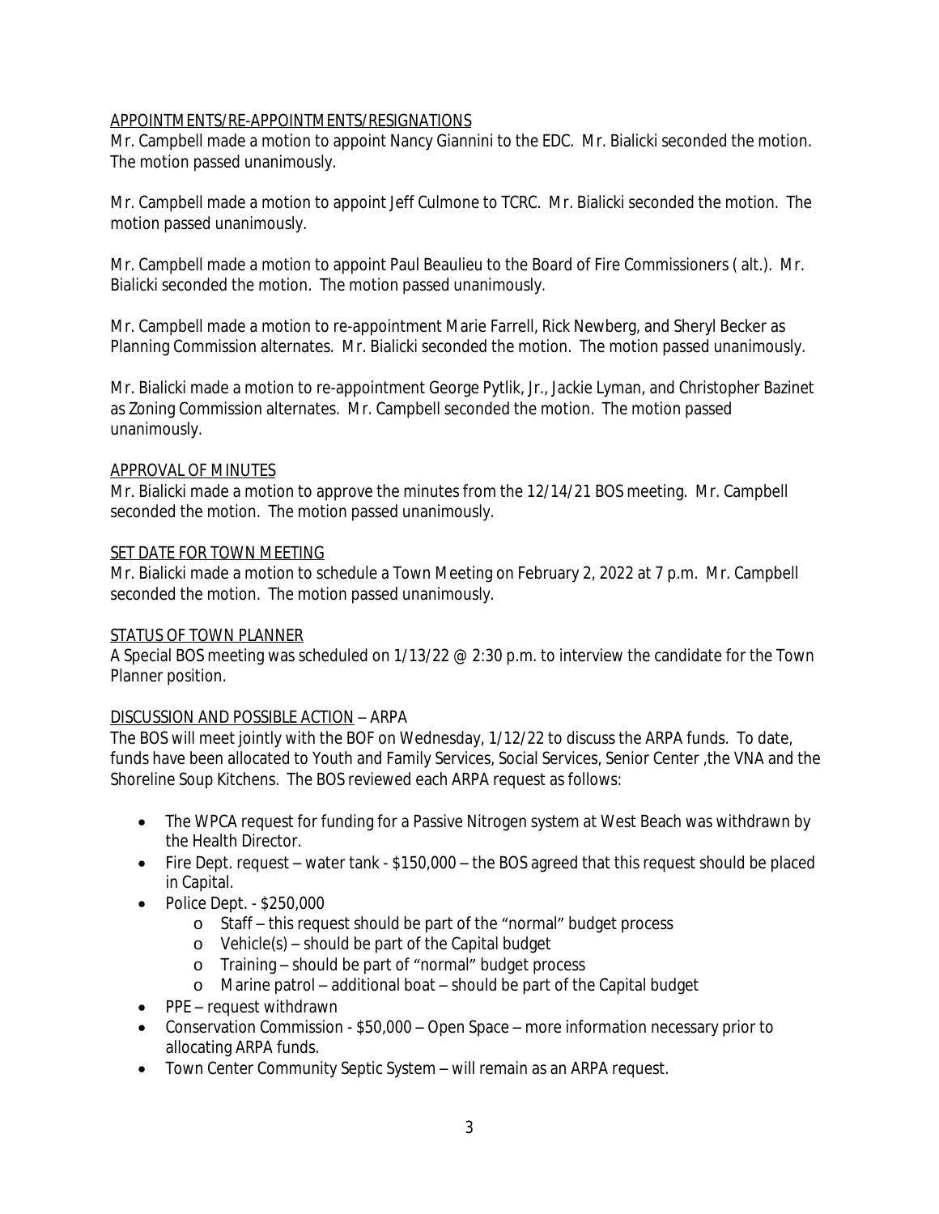APPOINTMENTS/RE-APPOINTMENTS/RESIGNATIONS

Mr. Campbell made a motion to appoint Nancy Giannini to the EDC. Mr. Bialicki seconded the motion. The motion passed unanimously.

Mr. Campbell made a motion to appoint Jeff Culmone to TCRC. Mr. Bialicki seconded the motion. The motion passed unanimously.

Mr. Campbell made a motion to appoint Paul Beaulieu to the Board of Fire Commissioners ( alt.). Mr. Bialicki seconded the motion. The motion passed unanimously.

Mr. Campbell made a motion to re-appointment Marie Farrell, Rick Newberg, and Sheryl Becker as Planning Commission alternates. Mr. Bialicki seconded the motion. The motion passed unanimously.

Mr. Bialicki made a motion to re-appointment George Pytlik, Jr., Jackie Lyman, and Christopher Bazinet as Zoning Commission alternates. Mr. Campbell seconded the motion. The motion passed unanimously.

APPROVAL OF MINUTES

Mr. Bialicki made a motion to approve the minutes from the 12/14/21 BOS meeting. Mr. Campbell seconded the motion. The motion passed unanimously.

SET DATE FOR TOWN MEETING

Mr. Bialicki made a motion to schedule a Town Meeting on February 2, 2022 at 7 p.m. Mr. Campbell seconded the motion. The motion passed unanimously.

STATUS OF TOWN PLANNER

A Special BOS meeting was scheduled on 1/13/22 @ 2:30 p.m. to interview the candidate for the Town Planner position.

DISCUSSION AND POSSIBLE ACTION – ARPA

The BOS will meet jointly with the BOF on Wednesday, 1/12/22 to discuss the ARPA funds. To date, funds have been allocated to Youth and Family Services, Social Services, Senior Center ,the VNA and the Shoreline Soup Kitchens. The BOS reviewed each ARPA request as follows:

- The WPCA request for funding for a Passive Nitrogen system at West Beach was withdrawn by the Health Director.
- Fire Dept. request – water tank - $150,000 – the BOS agreed that this request should be placed in Capital.
- Police Dept. - $250,000
  - Staff – this request should be part of the "normal" budget process
  - Vehicle(s) – should be part of the Capital budget
  - Training – should be part of "normal" budget process
  - Marine patrol – additional boat – should be part of the Capital budget
- PPE – request withdrawn
- Conservation Commission - $50,000 – Open Space – more information necessary prior to allocating ARPA funds.
- Town Center Community Septic System – will remain as an ARPA request.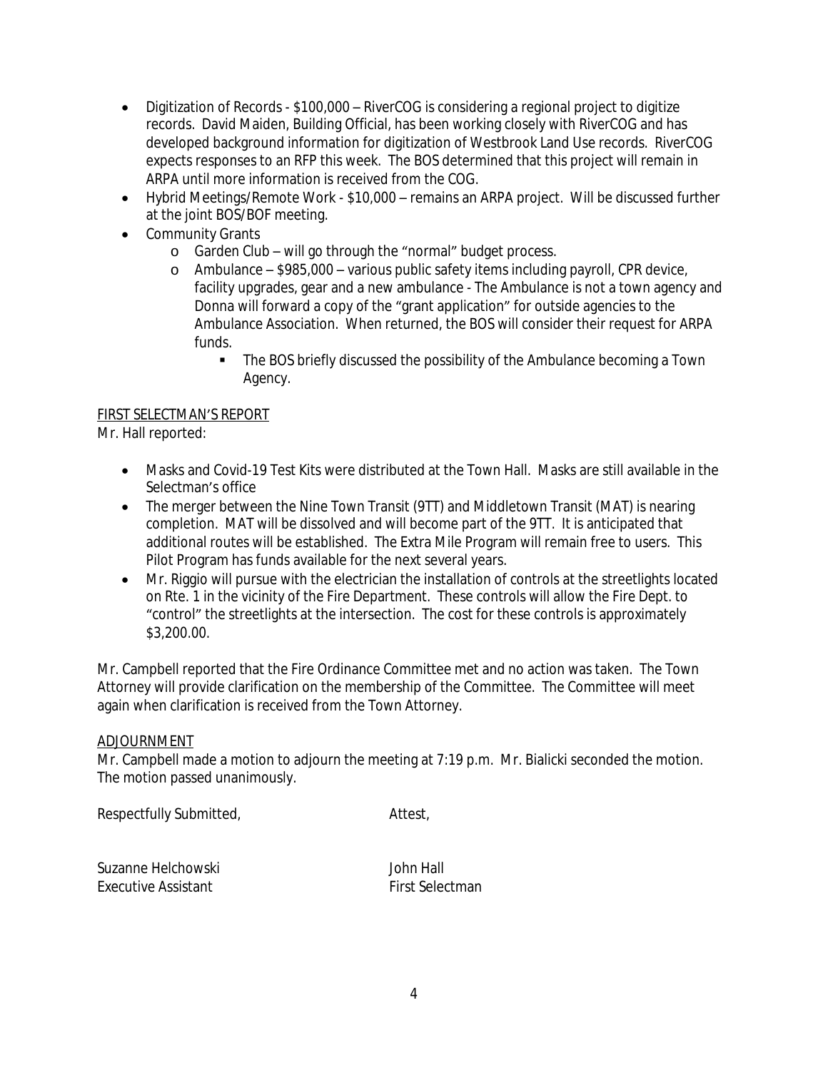- Digitization of Records - $100,000 – RiverCOG is considering a regional project to digitize records. David Maiden, Building Official, has been working closely with RiverCOG and has developed background information for digitization of Westbrook Land Use records. RiverCOG expects responses to an RFP this week. The BOS determined that this project will remain in ARPA until more information is received from the COG.
- Hybrid Meetings/Remote Work - $10,000 – remains an ARPA project. Will be discussed further at the joint BOS/BOF meeting.
- Community Grants
  - Garden Club – will go through the "normal" budget process.
  - Ambulance – $985,000 – various public safety items including payroll, CPR device, facility upgrades, gear and a new ambulance - The Ambulance is not a town agency and Donna will forward a copy of the "grant application" for outside agencies to the Ambulance Association. When returned, the BOS will consider their request for ARPA funds.
    - The BOS briefly discussed the possibility of the Ambulance becoming a Town Agency.

FIRST SELECTMAN'S REPORT

Mr. Hall reported:

- Masks and Covid-19 Test Kits were distributed at the Town Hall. Masks are still available in the Selectman's office
- The merger between the Nine Town Transit (9TT) and Middletown Transit (MAT) is nearing completion. MAT will be dissolved and will become part of the 9TT. It is anticipated that additional routes will be established. The Extra Mile Program will remain free to users. This Pilot Program has funds available for the next several years.
- Mr. Riggio will pursue with the electrician the installation of controls at the streetlights located on Rte. 1 in the vicinity of the Fire Department. These controls will allow the Fire Dept. to "control" the streetlights at the intersection. The cost for these controls is approximately $3,200.00.

Mr. Campbell reported that the Fire Ordinance Committee met and no action was taken. The Town Attorney will provide clarification on the membership of the Committee. The Committee will meet again when clarification is received from the Town Attorney.

ADJOURNMENT

Mr. Campbell made a motion to adjourn the meeting at 7:19 p.m. Mr. Bialicki seconded the motion. The motion passed unanimously.

Respectfully Submitted, Attest,

Suzanne Helchowski
Executive Assistant

John Hall
First Selectman